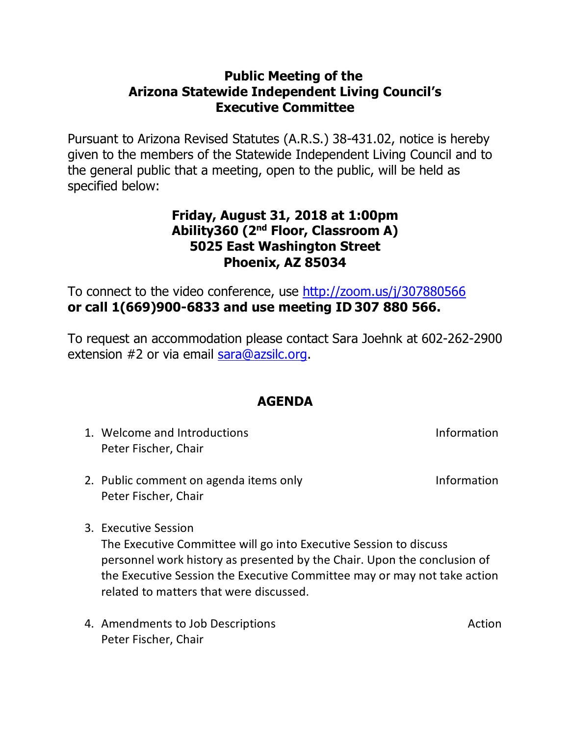# Public Meeting of the Arizona Statewide Independent Living Council's Executive Committee

Pursuant to Arizona Revised Statutes (A.R.S.) 38-431.02, notice is hereby given to the members of the Statewide Independent Living Council and to the general public that a meeting, open to the public, will be held as specified below:

**Friday, August 31, 2018 at 1:00pm**
**Ability360 (2nd Floor, Classroom A)**
**5025 East Washington Street**
**Phoenix, AZ 85034**

To connect to the video conference, use http://zoom.us/j/307880566 **or call 1(669)900-6833 and use meeting ID 307 880 566.**

To request an accommodation please contact Sara Joehnk at 602-262-2900 extension #2 or via email sara@azsilc.org.

## AGENDA

1. Welcome and Introductions — Information
   Peter Fischer, Chair

2. Public comment on agenda items only — Information
   Peter Fischer, Chair

3. Executive Session
   The Executive Committee will go into Executive Session to discuss personnel work history as presented by the Chair. Upon the conclusion of the Executive Session the Executive Committee may or may not take action related to matters that were discussed.

4. Amendments to Job Descriptions — Action
   Peter Fischer, Chair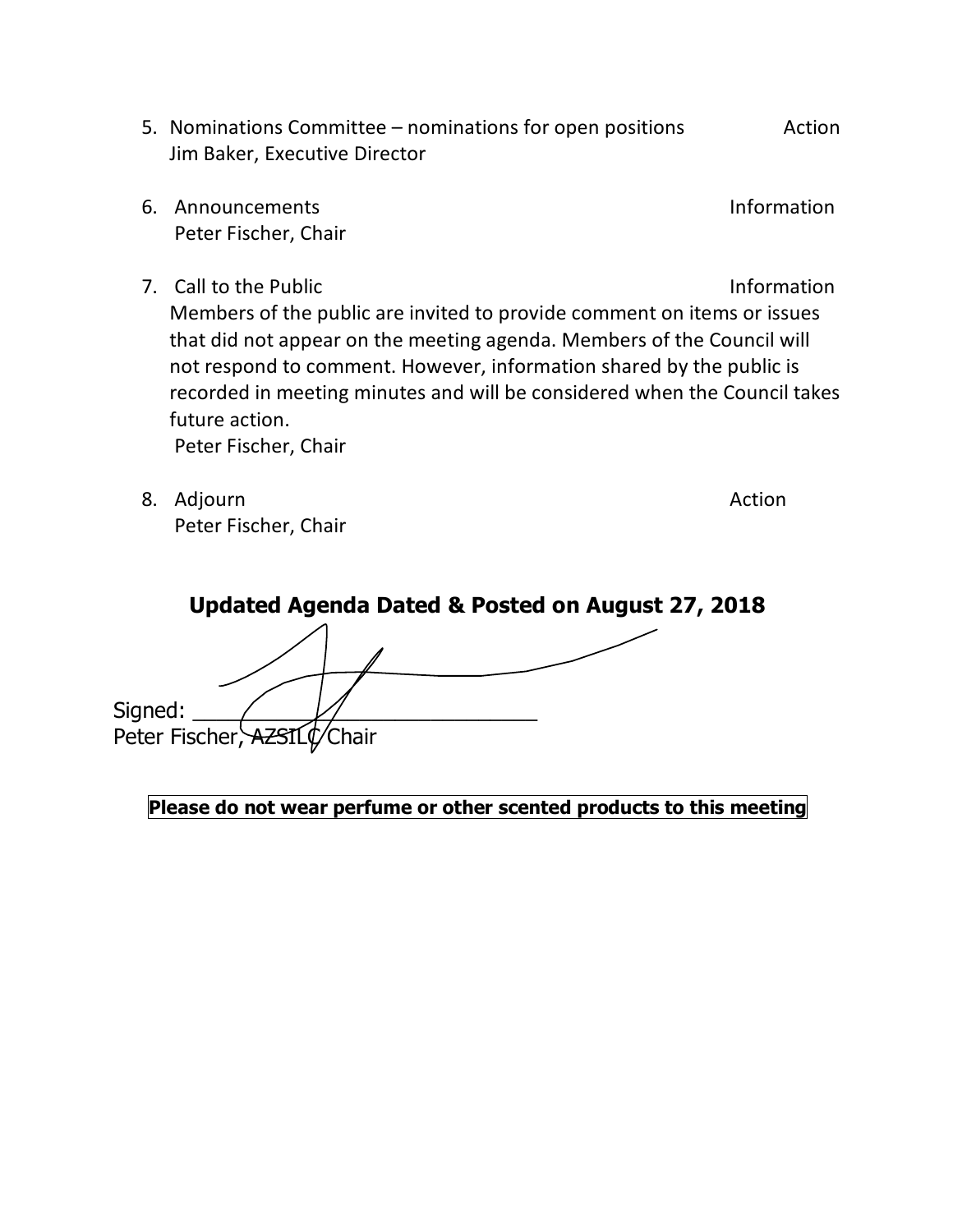5. Nominations Committee – nominations for open positions — Action
   Jim Baker, Executive Director

6. Announcements — Information
   Peter Fischer, Chair

7. Call to the Public — Information
   Members of the public are invited to provide comment on items or issues that did not appear on the meeting agenda. Members of the Council will not respond to comment. However, information shared by the public is recorded in meeting minutes and will be considered when the Council takes future action.
   Peter Fischer, Chair

8. Adjourn — Action
   Peter Fischer, Chair

**Updated Agenda Dated & Posted on August 27, 2018**

Signed: ______________________________
Peter Fischer, AZSILC Chair

**Please do not wear perfume or other scented products to this meeting**